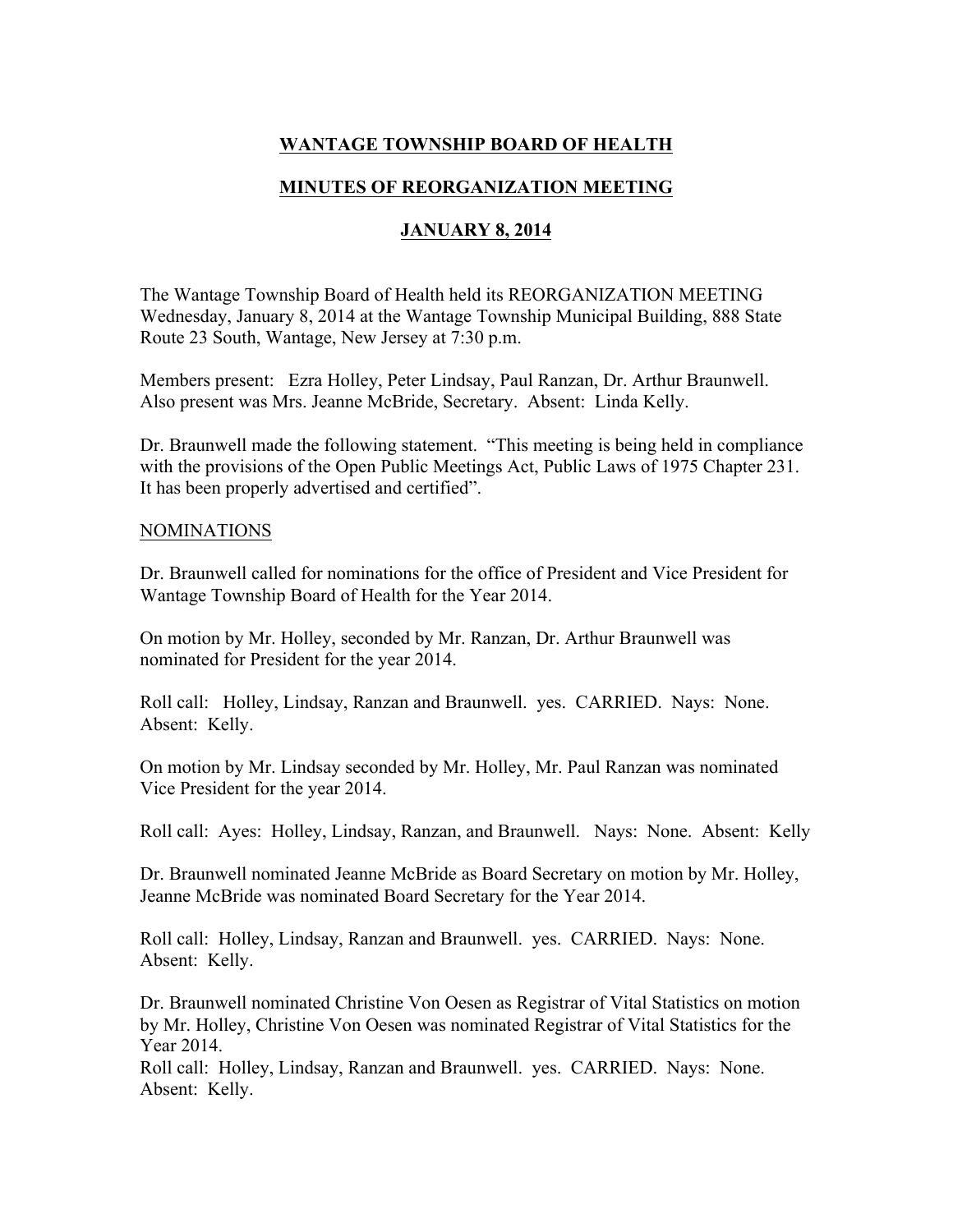# WANTAGE TOWNSHIP BOARD OF HEALTH

## MINUTES OF REORGANIZATION MEETING

## JANUARY 8, 2014

The Wantage Township Board of Health held its REORGANIZATION MEETING Wednesday, January 8, 2014 at the Wantage Township Municipal Building, 888 State Route 23 South, Wantage, New Jersey at 7:30 p.m.

Members present: Ezra Holley, Peter Lindsay, Paul Ranzan, Dr. Arthur Braunwell. Also present was Mrs. Jeanne McBride, Secretary. Absent: Linda Kelly.

Dr. Braunwell made the following statement. "This meeting is being held in compliance with the provisions of the Open Public Meetings Act, Public Laws of 1975 Chapter 231. It has been properly advertised and certified".

NOMINATIONS

Dr. Braunwell called for nominations for the office of President and Vice President for Wantage Township Board of Health for the Year 2014.

On motion by Mr. Holley, seconded by Mr. Ranzan, Dr. Arthur Braunwell was nominated for President for the year 2014.

Roll call: Holley, Lindsay, Ranzan and Braunwell. yes. CARRIED. Nays: None. Absent: Kelly.

On motion by Mr. Lindsay seconded by Mr. Holley, Mr. Paul Ranzan was nominated Vice President for the year 2014.

Roll call: Ayes: Holley, Lindsay, Ranzan, and Braunwell. Nays: None. Absent: Kelly

Dr. Braunwell nominated Jeanne McBride as Board Secretary on motion by Mr. Holley, Jeanne McBride was nominated Board Secretary for the Year 2014.

Roll call: Holley, Lindsay, Ranzan and Braunwell. yes. CARRIED. Nays: None. Absent: Kelly.

Dr. Braunwell nominated Christine Von Oesen as Registrar of Vital Statistics on motion by Mr. Holley, Christine Von Oesen was nominated Registrar of Vital Statistics for the Year 2014.
Roll call: Holley, Lindsay, Ranzan and Braunwell. yes. CARRIED. Nays: None. Absent: Kelly.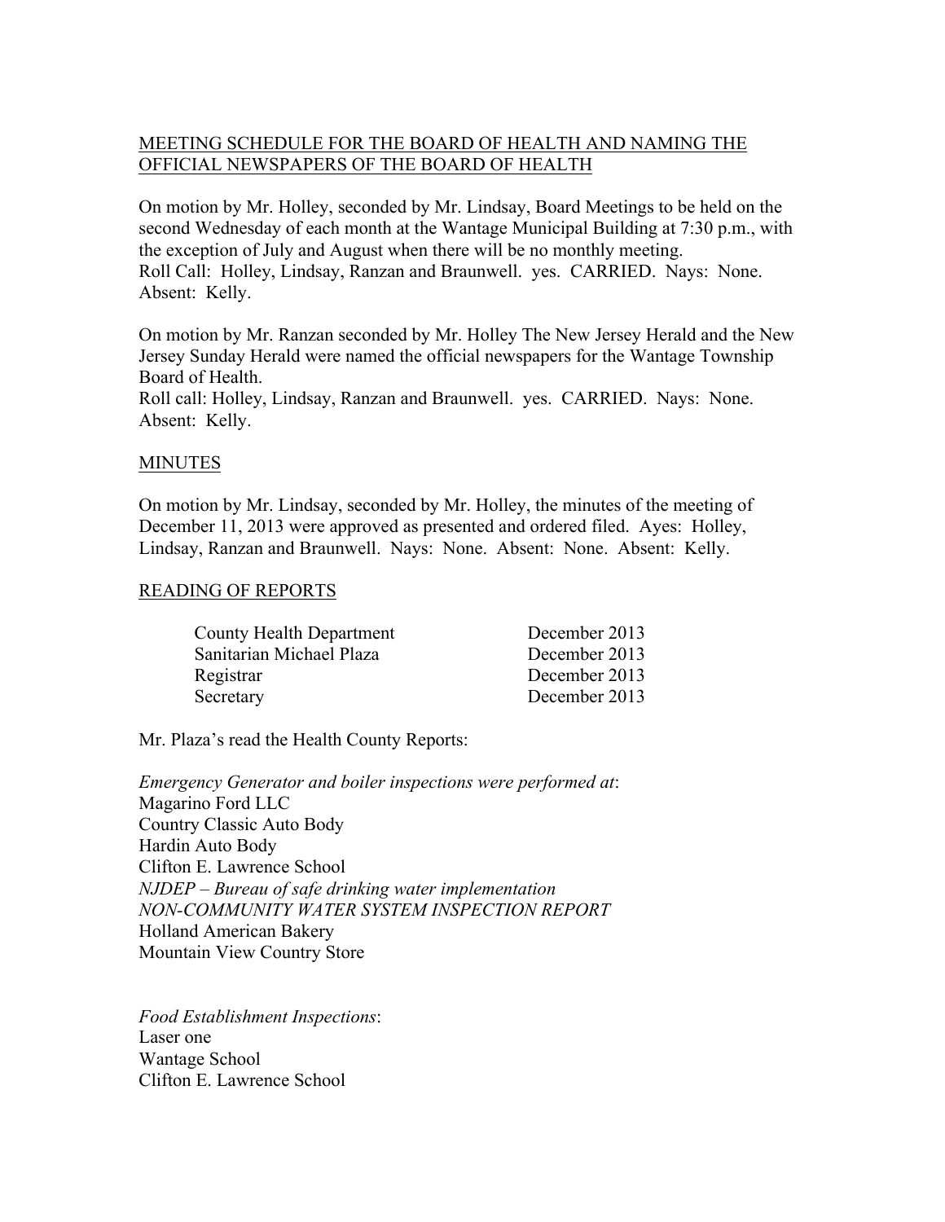## MEETING SCHEDULE FOR THE BOARD OF HEALTH AND NAMING THE OFFICIAL NEWSPAPERS OF THE BOARD OF HEALTH

On motion by Mr. Holley, seconded by Mr. Lindsay, Board Meetings to be held on the second Wednesday of each month at the Wantage Municipal Building at 7:30 p.m., with the exception of July and August when there will be no monthly meeting.
Roll Call: Holley, Lindsay, Ranzan and Braunwell. yes. CARRIED. Nays: None. Absent: Kelly.

On motion by Mr. Ranzan seconded by Mr. Holley The New Jersey Herald and the New Jersey Sunday Herald were named the official newspapers for the Wantage Township Board of Health.
Roll call: Holley, Lindsay, Ranzan and Braunwell. yes. CARRIED. Nays: None. Absent: Kelly.

## MINUTES

On motion by Mr. Lindsay, seconded by Mr. Holley, the minutes of the meeting of December 11, 2013 were approved as presented and ordered filed. Ayes: Holley, Lindsay, Ranzan and Braunwell. Nays: None. Absent: None. Absent: Kelly.

## READING OF REPORTS

| | |
|---|---|
| County Health Department | December 2013 |
| Sanitarian Michael Plaza | December 2013 |
| Registrar | December 2013 |
| Secretary | December 2013 |

Mr. Plaza's read the Health County Reports:

*Emergency Generator and boiler inspections were performed at*:
Magarino Ford LLC
Country Classic Auto Body
Hardin Auto Body
Clifton E. Lawrence School
*NJDEP – Bureau of safe drinking water implementation*
*NON-COMMUNITY WATER SYSTEM INSPECTION REPORT*
Holland American Bakery
Mountain View Country Store

*Food Establishment Inspections*:
Laser one
Wantage School
Clifton E. Lawrence School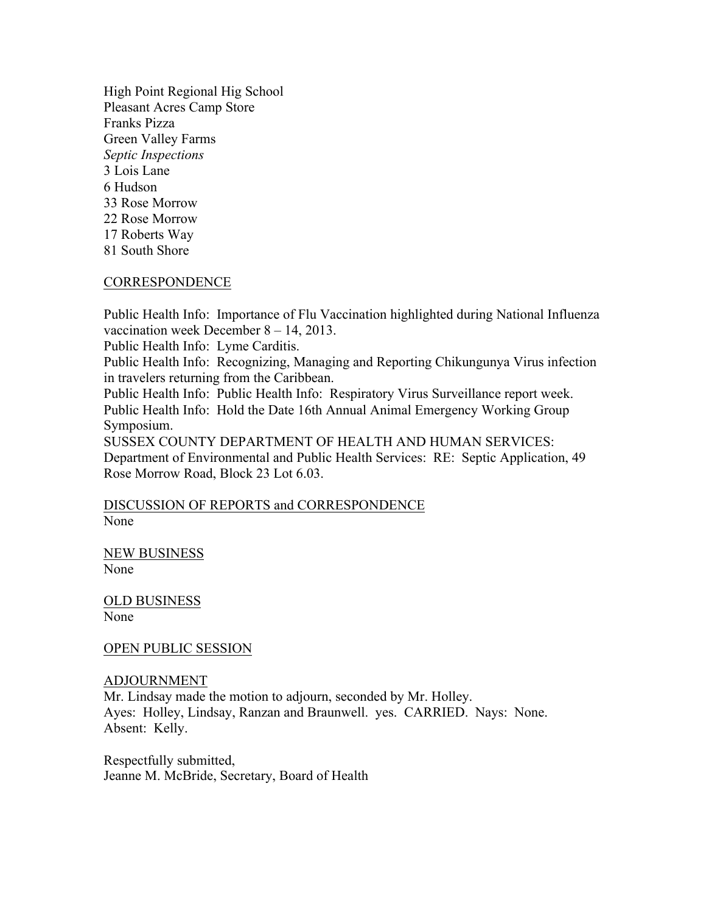High Point Regional Hig School
Pleasant Acres Camp Store
Franks Pizza
Green Valley Farms
*Septic Inspections*
3 Lois Lane
6 Hudson
33 Rose Morrow
22 Rose Morrow
17 Roberts Way
81 South Shore

## CORRESPONDENCE

Public Health Info: Importance of Flu Vaccination highlighted during National Influenza vaccination week December 8 – 14, 2013.
Public Health Info: Lyme Carditis.
Public Health Info: Recognizing, Managing and Reporting Chikungunya Virus infection in travelers returning from the Caribbean.
Public Health Info: Public Health Info: Respiratory Virus Surveillance report week.
Public Health Info: Hold the Date 16th Annual Animal Emergency Working Group Symposium.
SUSSEX COUNTY DEPARTMENT OF HEALTH AND HUMAN SERVICES: Department of Environmental and Public Health Services: RE: Septic Application, 49 Rose Morrow Road, Block 23 Lot 6.03.

## DISCUSSION OF REPORTS and CORRESPONDENCE
None

## NEW BUSINESS
None

## OLD BUSINESS
None

## OPEN PUBLIC SESSION

## ADJOURNMENT
Mr. Lindsay made the motion to adjourn, seconded by Mr. Holley.
Ayes: Holley, Lindsay, Ranzan and Braunwell. yes. CARRIED. Nays: None.
Absent: Kelly.

Respectfully submitted,
Jeanne M. McBride, Secretary, Board of Health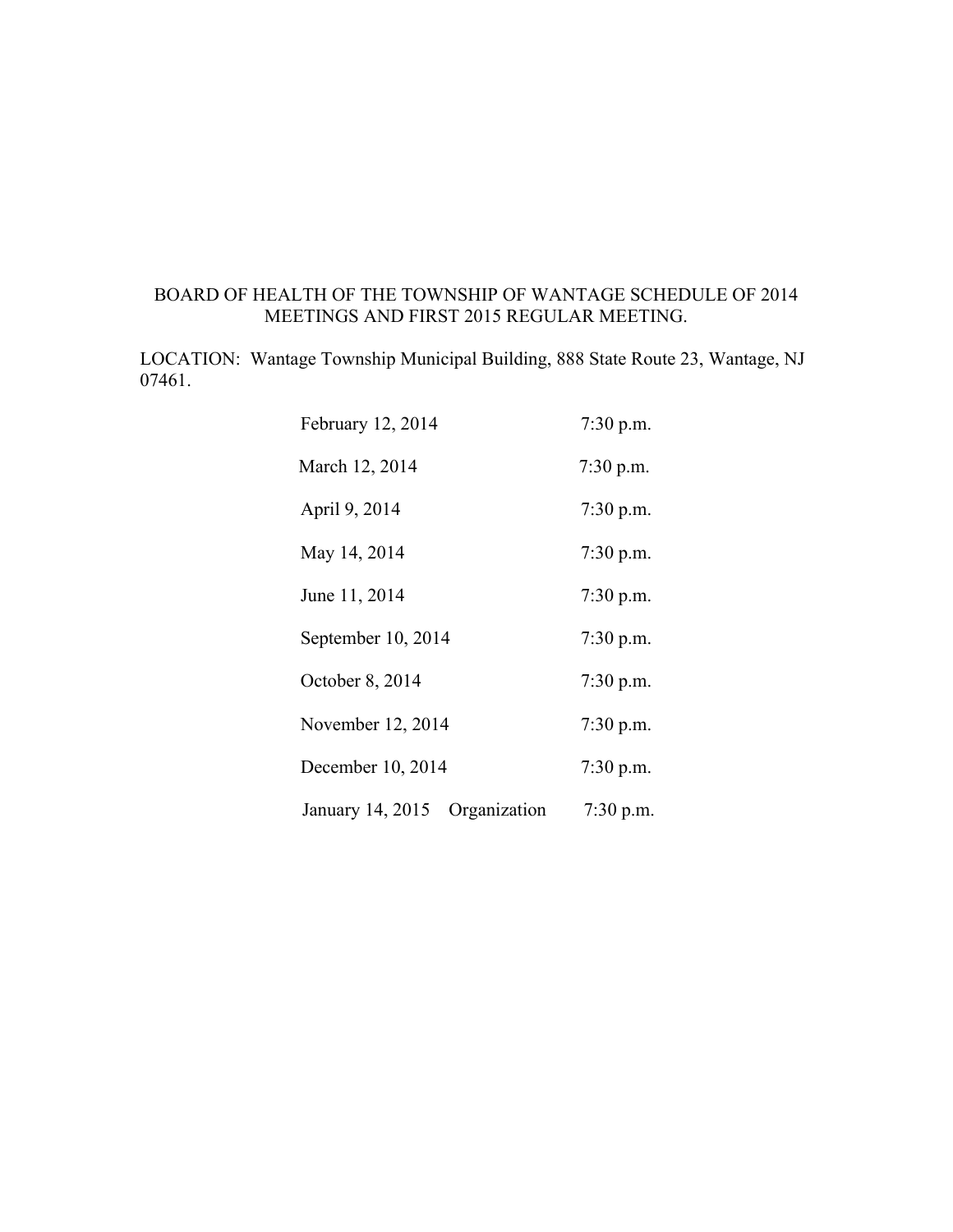BOARD OF HEALTH OF THE TOWNSHIP OF WANTAGE SCHEDULE OF 2014 MEETINGS AND FIRST 2015 REGULAR MEETING.

LOCATION: Wantage Township Municipal Building, 888 State Route 23, Wantage, NJ 07461.

| | | |
|---|---|---|
| February 12, 2014 | | 7:30 p.m. |
| March 12, 2014 | | 7:30 p.m. |
| April 9, 2014 | | 7:30 p.m. |
| May 14, 2014 | | 7:30 p.m. |
| June 11, 2014 | | 7:30 p.m. |
| September 10, 2014 | | 7:30 p.m. |
| October 8, 2014 | | 7:30 p.m. |
| November 12, 2014 | | 7:30 p.m. |
| December 10, 2014 | | 7:30 p.m. |
| January 14, 2015 | Organization | 7:30 p.m. |